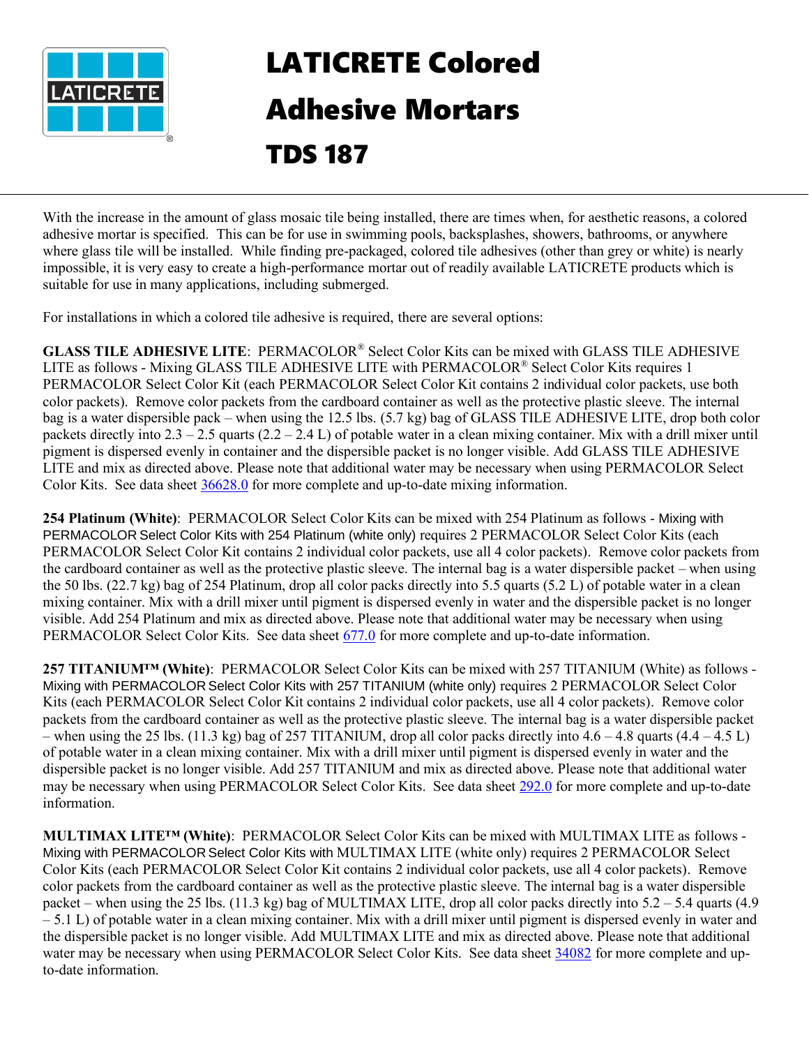# LATICRETE Colored Adhesive Mortars

# TDS 187

With the increase in the amount of glass mosaic tile being installed, there are times when, for aesthetic reasons, a colored adhesive mortar is specified. This can be for use in swimming pools, backsplashes, showers, bathrooms, or anywhere where glass tile will be installed. While finding pre-packaged, colored tile adhesives (other than grey or white) is nearly impossible, it is very easy to create a high-performance mortar out of readily available LATICRETE products which is suitable for use in many applications, including submerged.

For installations in which a colored tile adhesive is required, there are several options:

**GLASS TILE ADHESIVE LITE**: PERMACOLOR® Select Color Kits can be mixed with GLASS TILE ADHESIVE LITE as follows - Mixing GLASS TILE ADHESIVE LITE with PERMACOLOR® Select Color Kits requires 1 PERMACOLOR Select Color Kit (each PERMACOLOR Select Color Kit contains 2 individual color packets, use both color packets). Remove color packets from the cardboard container as well as the protective plastic sleeve. The internal bag is a water dispersible pack – when using the 12.5 lbs. (5.7 kg) bag of GLASS TILE ADHESIVE LITE, drop both color packets directly into 2.3 – 2.5 quarts (2.2 – 2.4 L) of potable water in a clean mixing container. Mix with a drill mixer until pigment is dispersed evenly in container and the dispersible packet is no longer visible. Add GLASS TILE ADHESIVE LITE and mix as directed above. Please note that additional water may be necessary when using PERMACOLOR Select Color Kits. See data sheet 36628.0 for more complete and up-to-date mixing information.

**254 Platinum (White)**: PERMACOLOR Select Color Kits can be mixed with 254 Platinum as follows - Mixing with PERMACOLOR Select Color Kits with 254 Platinum (white only) requires 2 PERMACOLOR Select Color Kits (each PERMACOLOR Select Color Kit contains 2 individual color packets, use all 4 color packets). Remove color packets from the cardboard container as well as the protective plastic sleeve. The internal bag is a water dispersible packet – when using the 50 lbs. (22.7 kg) bag of 254 Platinum, drop all color packs directly into 5.5 quarts (5.2 L) of potable water in a clean mixing container. Mix with a drill mixer until pigment is dispersed evenly in water and the dispersible packet is no longer visible. Add 254 Platinum and mix as directed above. Please note that additional water may be necessary when using PERMACOLOR Select Color Kits. See data sheet 677.0 for more complete and up-to-date information.

**257 TITANIUM™ (White)**: PERMACOLOR Select Color Kits can be mixed with 257 TITANIUM (White) as follows - Mixing with PERMACOLOR Select Color Kits with 257 TITANIUM (white only) requires 2 PERMACOLOR Select Color Kits (each PERMACOLOR Select Color Kit contains 2 individual color packets, use all 4 color packets). Remove color packets from the cardboard container as well as the protective plastic sleeve. The internal bag is a water dispersible packet – when using the 25 lbs. (11.3 kg) bag of 257 TITANIUM, drop all color packs directly into 4.6 – 4.8 quarts (4.4 – 4.5 L) of potable water in a clean mixing container. Mix with a drill mixer until pigment is dispersed evenly in water and the dispersible packet is no longer visible. Add 257 TITANIUM and mix as directed above. Please note that additional water may be necessary when using PERMACOLOR Select Color Kits. See data sheet 292.0 for more complete and up-to-date information.

**MULTIMAX LITE™ (White)**: PERMACOLOR Select Color Kits can be mixed with MULTIMAX LITE as follows - Mixing with PERMACOLOR Select Color Kits with MULTIMAX LITE (white only) requires 2 PERMACOLOR Select Color Kits (each PERMACOLOR Select Color Kit contains 2 individual color packets, use all 4 color packets). Remove color packets from the cardboard container as well as the protective plastic sleeve. The internal bag is a water dispersible packet – when using the 25 lbs. (11.3 kg) bag of MULTIMAX LITE, drop all color packs directly into 5.2 – 5.4 quarts (4.9 – 5.1 L) of potable water in a clean mixing container. Mix with a drill mixer until pigment is dispersed evenly in water and the dispersible packet is no longer visible. Add MULTIMAX LITE and mix as directed above. Please note that additional water may be necessary when using PERMACOLOR Select Color Kits. See data sheet 34082 for more complete and up-to-date information.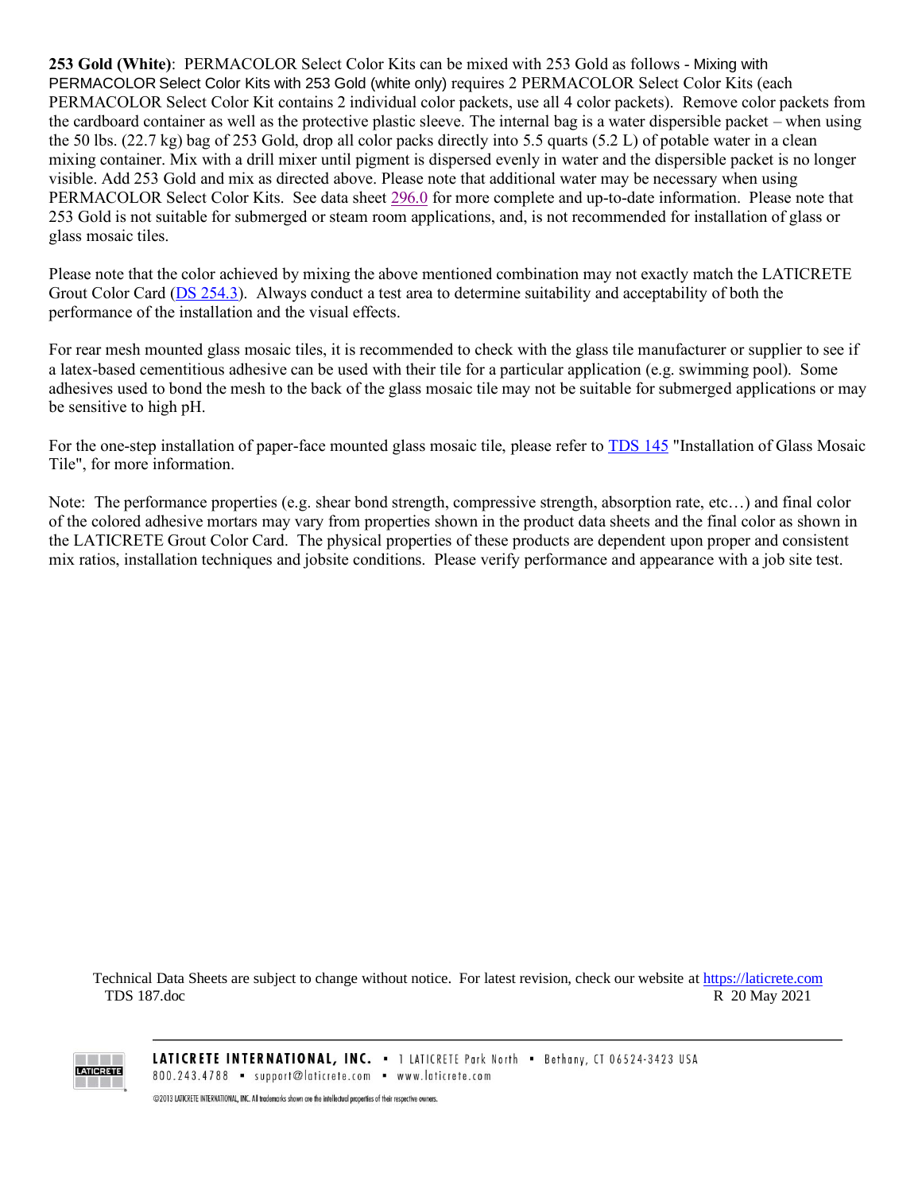**253 Gold (White)**: PERMACOLOR Select Color Kits can be mixed with 253 Gold as follows - Mixing with PERMACOLOR Select Color Kits with 253 Gold (white only) requires 2 PERMACOLOR Select Color Kits (each PERMACOLOR Select Color Kit contains 2 individual color packets, use all 4 color packets). Remove color packets from the cardboard container as well as the protective plastic sleeve. The internal bag is a water dispersible packet – when using the 50 lbs. (22.7 kg) bag of 253 Gold, drop all color packs directly into 5.5 quarts (5.2 L) of potable water in a clean mixing container. Mix with a drill mixer until pigment is dispersed evenly in water and the dispersible packet is no longer visible. Add 253 Gold and mix as directed above. Please note that additional water may be necessary when using PERMACOLOR Select Color Kits. See data sheet 296.0 for more complete and up-to-date information. Please note that 253 Gold is not suitable for submerged or steam room applications, and, is not recommended for installation of glass or glass mosaic tiles.

Please note that the color achieved by mixing the above mentioned combination may not exactly match the LATICRETE Grout Color Card (DS 254.3). Always conduct a test area to determine suitability and acceptability of both the performance of the installation and the visual effects.

For rear mesh mounted glass mosaic tiles, it is recommended to check with the glass tile manufacturer or supplier to see if a latex-based cementitious adhesive can be used with their tile for a particular application (e.g. swimming pool). Some adhesives used to bond the mesh to the back of the glass mosaic tile may not be suitable for submerged applications or may be sensitive to high pH.

For the one-step installation of paper-face mounted glass mosaic tile, please refer to TDS 145 "Installation of Glass Mosaic Tile", for more information.

Note: The performance properties (e.g. shear bond strength, compressive strength, absorption rate, etc…) and final color of the colored adhesive mortars may vary from properties shown in the product data sheets and the final color as shown in the LATICRETE Grout Color Card. The physical properties of these products are dependent upon proper and consistent mix ratios, installation techniques and jobsite conditions. Please verify performance and appearance with a job site test.

Technical Data Sheets are subject to change without notice. For latest revision, check our website at https://laticrete.com

TDS 187.doc R 20 May 2021